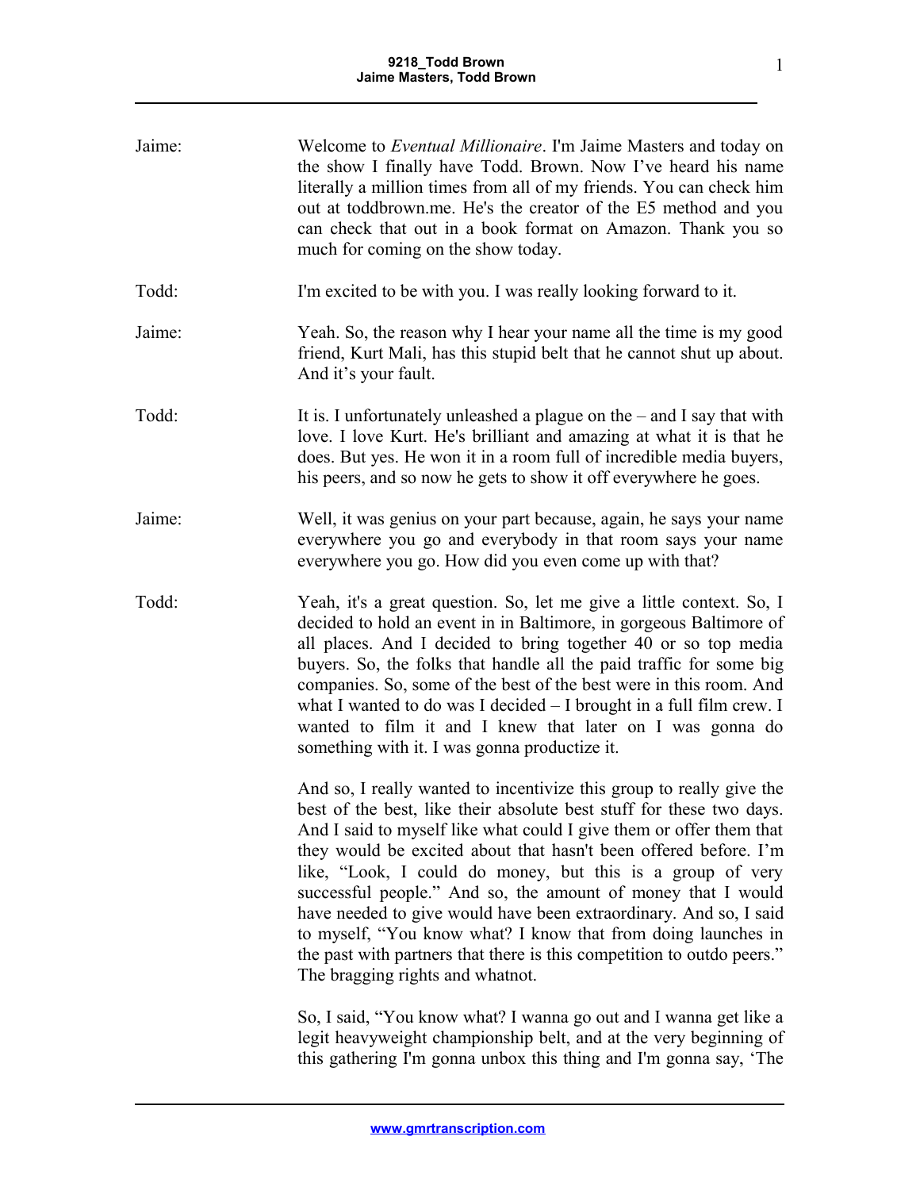Jaime: Welcome to *Eventual Millionaire*. I'm Jaime Masters and today on the show I finally have Todd. Brown. Now I've heard his name literally a million times from all of my friends. You can check him out at toddbrown.me. He's the creator of the E5 method and you can check that out in a book format on Amazon. Thank you so much for coming on the show today.

Todd: I'm excited to be with you. I was really looking forward to it.

Jaime: Yeah. So, the reason why I hear your name all the time is my good friend, Kurt Mali, has this stupid belt that he cannot shut up about. And it's your fault.

Todd: It is. I unfortunately unleashed a plague on the – and I say that with love. I love Kurt. He's brilliant and amazing at what it is that he does. But yes. He won it in a room full of incredible media buyers, his peers, and so now he gets to show it off everywhere he goes.

Jaime: Well, it was genius on your part because, again, he says your name everywhere you go and everybody in that room says your name everywhere you go. How did you even come up with that?

Todd: Yeah, it's a great question. So, let me give a little context. So, I decided to hold an event in in Baltimore, in gorgeous Baltimore of all places. And I decided to bring together 40 or so top media buyers. So, the folks that handle all the paid traffic for some big companies. So, some of the best of the best were in this room. And what I wanted to do was I decided – I brought in a full film crew. I wanted to film it and I knew that later on I was gonna do something with it. I was gonna productize it.

And so, I really wanted to incentivize this group to really give the best of the best, like their absolute best stuff for these two days. And I said to myself like what could I give them or offer them that they would be excited about that hasn't been offered before. I'm like, "Look, I could do money, but this is a group of very successful people." And so, the amount of money that I would have needed to give would have been extraordinary. And so, I said to myself, "You know what? I know that from doing launches in the past with partners that there is this competition to outdo peers." The bragging rights and whatnot.

So, I said, "You know what? I wanna go out and I wanna get like a legit heavyweight championship belt, and at the very beginning of this gathering I'm gonna unbox this thing and I'm gonna say, 'The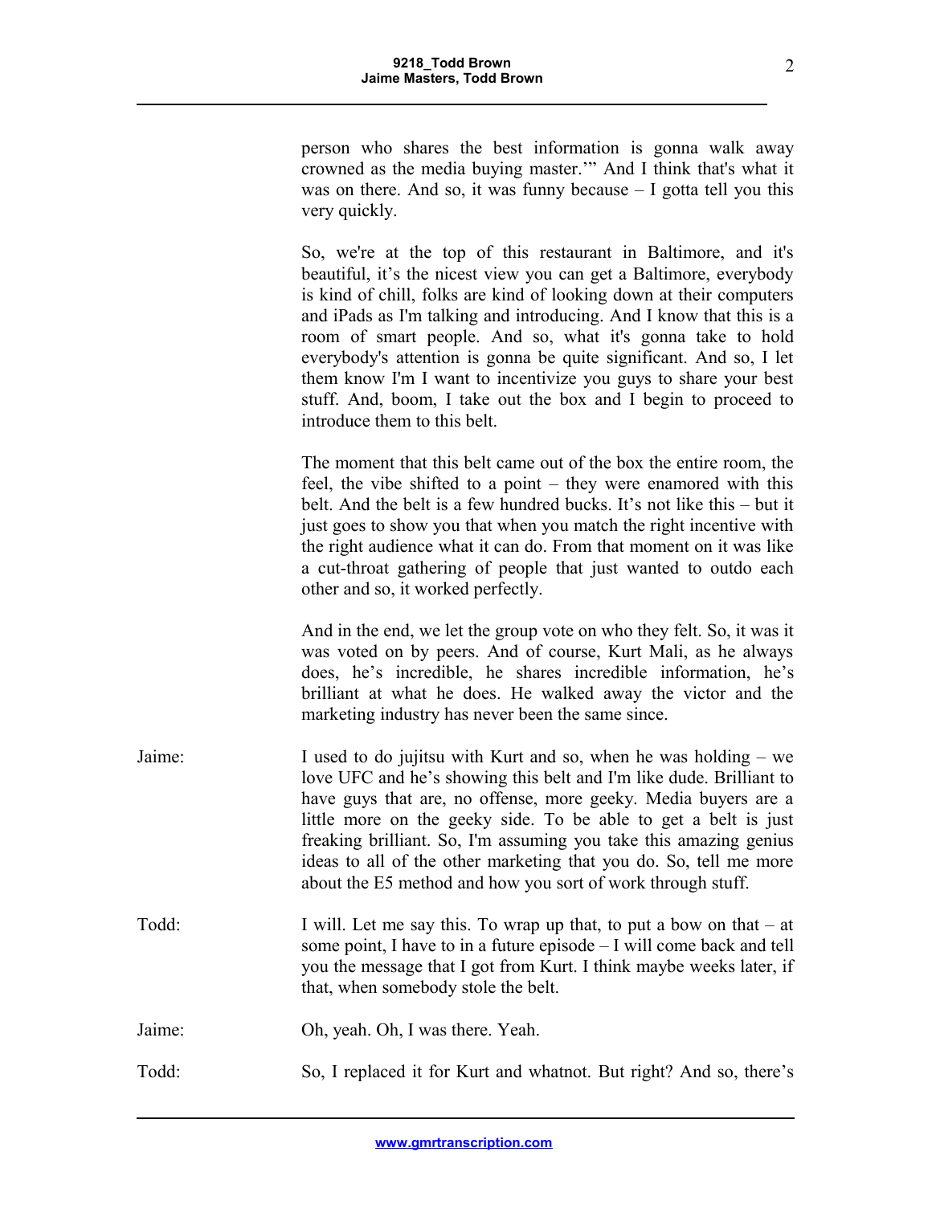person who shares the best information is gonna walk away crowned as the media buying master.'" And I think that's what it was on there. And so, it was funny because – I gotta tell you this very quickly.

So, we're at the top of this restaurant in Baltimore, and it's beautiful, it's the nicest view you can get a Baltimore, everybody is kind of chill, folks are kind of looking down at their computers and iPads as I'm talking and introducing. And I know that this is a room of smart people. And so, what it's gonna take to hold everybody's attention is gonna be quite significant. And so, I let them know I'm I want to incentivize you guys to share your best stuff. And, boom, I take out the box and I begin to proceed to introduce them to this belt.

The moment that this belt came out of the box the entire room, the feel, the vibe shifted to a point – they were enamored with this belt. And the belt is a few hundred bucks. It's not like this – but it just goes to show you that when you match the right incentive with the right audience what it can do. From that moment on it was like a cut-throat gathering of people that just wanted to outdo each other and so, it worked perfectly.

And in the end, we let the group vote on who they felt. So, it was it was voted on by peers. And of course, Kurt Mali, as he always does, he's incredible, he shares incredible information, he's brilliant at what he does. He walked away the victor and the marketing industry has never been the same since.

Jaime: I used to do jujitsu with Kurt and so, when he was holding – we love UFC and he's showing this belt and I'm like dude. Brilliant to have guys that are, no offense, more geeky. Media buyers are a little more on the geeky side. To be able to get a belt is just freaking brilliant. So, I'm assuming you take this amazing genius ideas to all of the other marketing that you do. So, tell me more about the E5 method and how you sort of work through stuff.

Todd: I will. Let me say this. To wrap up that, to put a bow on that – at some point, I have to in a future episode – I will come back and tell you the message that I got from Kurt. I think maybe weeks later, if that, when somebody stole the belt.

Jaime: Oh, yeah. Oh, I was there. Yeah.

Todd: So, I replaced it for Kurt and whatnot. But right? And so, there's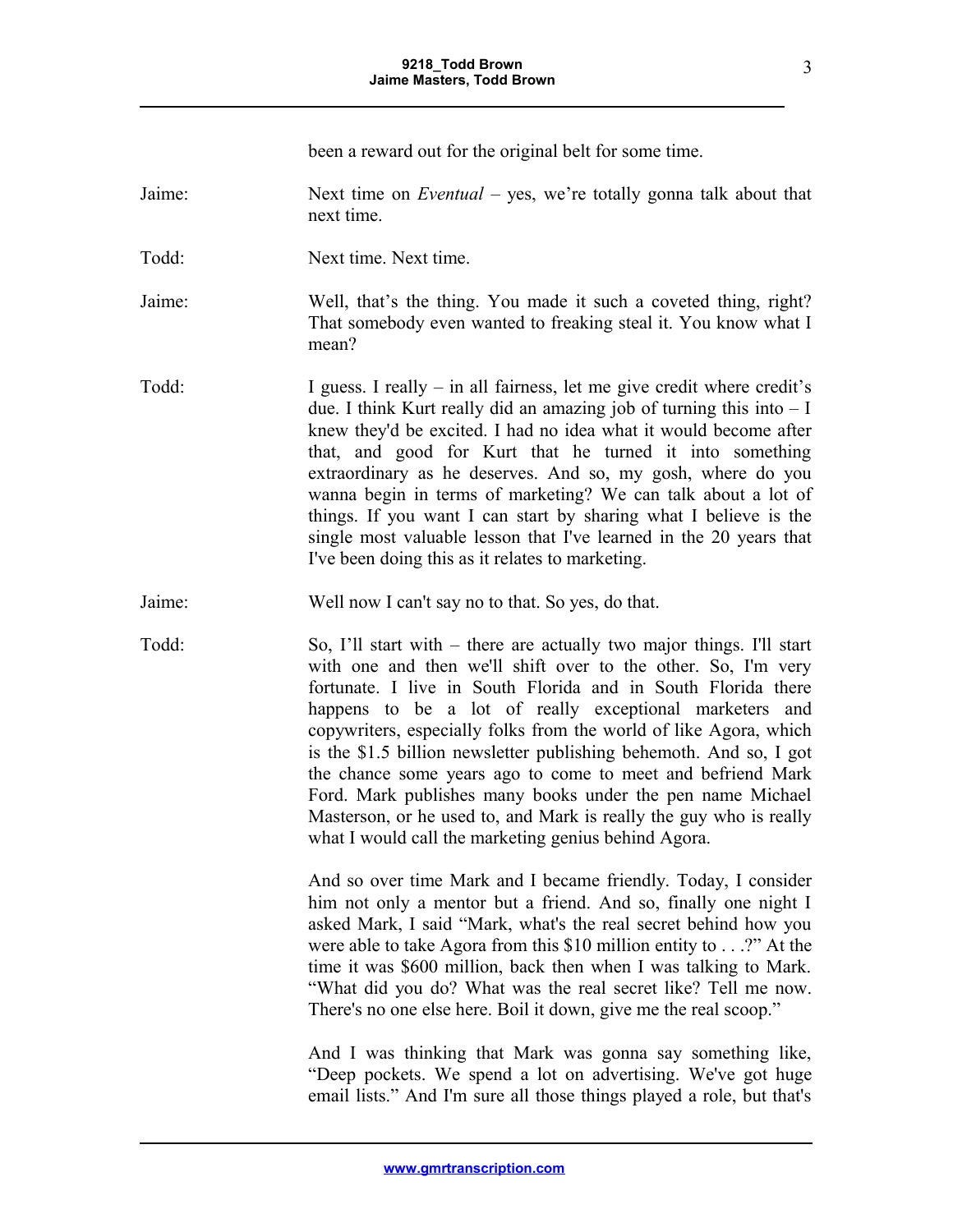been a reward out for the original belt for some time.

Jaime: Next time on *Eventual* – yes, we're totally gonna talk about that next time.

Todd: Next time. Next time.

Jaime: Well, that's the thing. You made it such a coveted thing, right? That somebody even wanted to freaking steal it. You know what I mean?

Todd: I guess. I really – in all fairness, let me give credit where credit's due. I think Kurt really did an amazing job of turning this into – I knew they'd be excited. I had no idea what it would become after that, and good for Kurt that he turned it into something extraordinary as he deserves. And so, my gosh, where do you wanna begin in terms of marketing? We can talk about a lot of things. If you want I can start by sharing what I believe is the single most valuable lesson that I've learned in the 20 years that I've been doing this as it relates to marketing.

Jaime: Well now I can't say no to that. So yes, do that.

Todd: So, I'll start with – there are actually two major things. I'll start with one and then we'll shift over to the other. So, I'm very fortunate. I live in South Florida and in South Florida there happens to be a lot of really exceptional marketers and copywriters, especially folks from the world of like Agora, which is the $1.5 billion newsletter publishing behemoth. And so, I got the chance some years ago to come to meet and befriend Mark Ford. Mark publishes many books under the pen name Michael Masterson, or he used to, and Mark is really the guy who is really what I would call the marketing genius behind Agora.

And so over time Mark and I became friendly. Today, I consider him not only a mentor but a friend. And so, finally one night I asked Mark, I said "Mark, what's the real secret behind how you were able to take Agora from this $10 million entity to . . .?" At the time it was $600 million, back then when I was talking to Mark. "What did you do? What was the real secret like? Tell me now. There's no one else here. Boil it down, give me the real scoop."

And I was thinking that Mark was gonna say something like, "Deep pockets. We spend a lot on advertising. We've got huge email lists." And I'm sure all those things played a role, but that's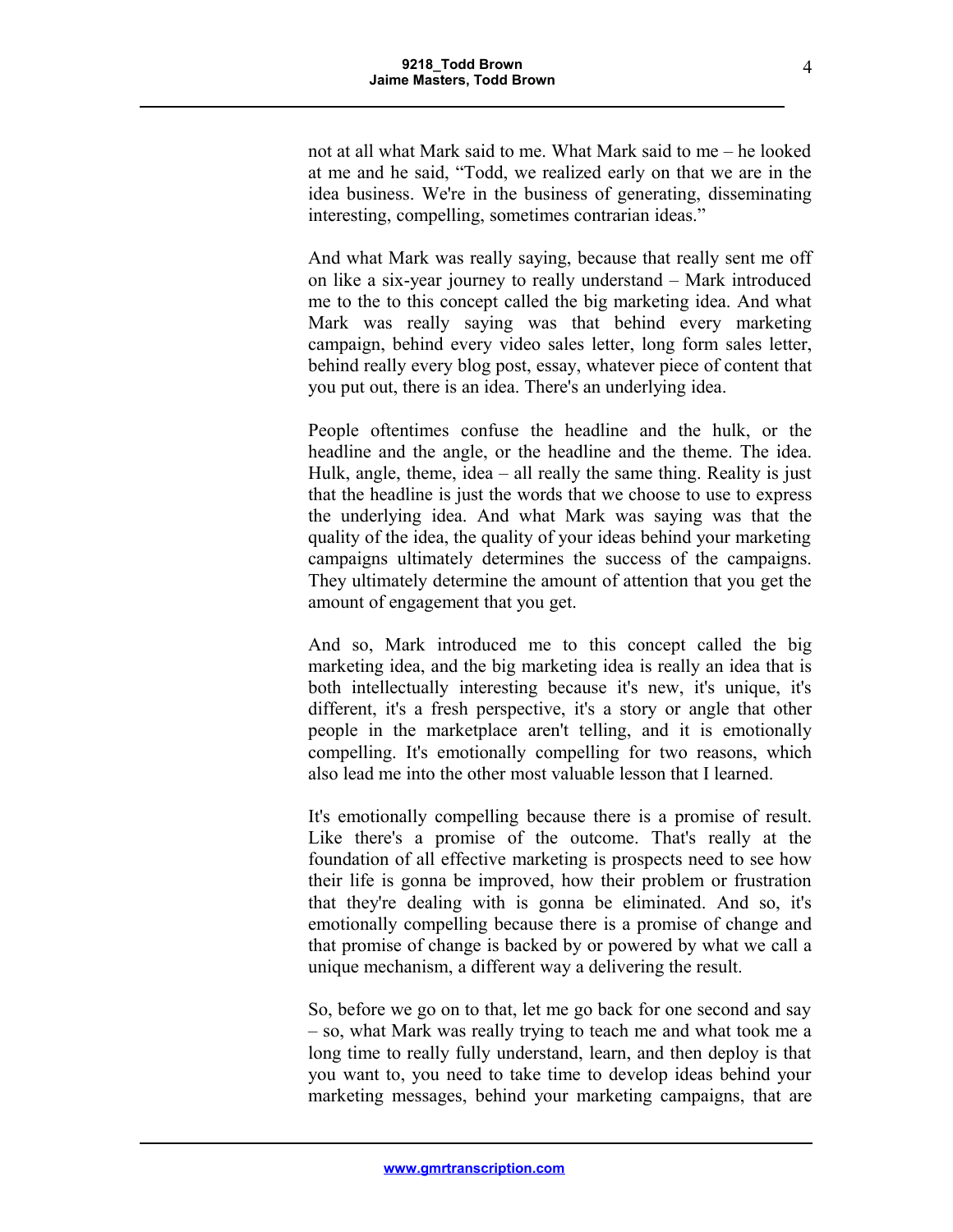not at all what Mark said to me. What Mark said to me – he looked at me and he said, "Todd, we realized early on that we are in the idea business. We're in the business of generating, disseminating interesting, compelling, sometimes contrarian ideas."

And what Mark was really saying, because that really sent me off on like a six-year journey to really understand – Mark introduced me to the to this concept called the big marketing idea. And what Mark was really saying was that behind every marketing campaign, behind every video sales letter, long form sales letter, behind really every blog post, essay, whatever piece of content that you put out, there is an idea. There's an underlying idea.

People oftentimes confuse the headline and the hulk, or the headline and the angle, or the headline and the theme. The idea. Hulk, angle, theme, idea – all really the same thing. Reality is just that the headline is just the words that we choose to use to express the underlying idea. And what Mark was saying was that the quality of the idea, the quality of your ideas behind your marketing campaigns ultimately determines the success of the campaigns. They ultimately determine the amount of attention that you get the amount of engagement that you get.

And so, Mark introduced me to this concept called the big marketing idea, and the big marketing idea is really an idea that is both intellectually interesting because it's new, it's unique, it's different, it's a fresh perspective, it's a story or angle that other people in the marketplace aren't telling, and it is emotionally compelling. It's emotionally compelling for two reasons, which also lead me into the other most valuable lesson that I learned.

It's emotionally compelling because there is a promise of result. Like there's a promise of the outcome. That's really at the foundation of all effective marketing is prospects need to see how their life is gonna be improved, how their problem or frustration that they're dealing with is gonna be eliminated. And so, it's emotionally compelling because there is a promise of change and that promise of change is backed by or powered by what we call a unique mechanism, a different way a delivering the result.

So, before we go on to that, let me go back for one second and say – so, what Mark was really trying to teach me and what took me a long time to really fully understand, learn, and then deploy is that you want to, you need to take time to develop ideas behind your marketing messages, behind your marketing campaigns, that are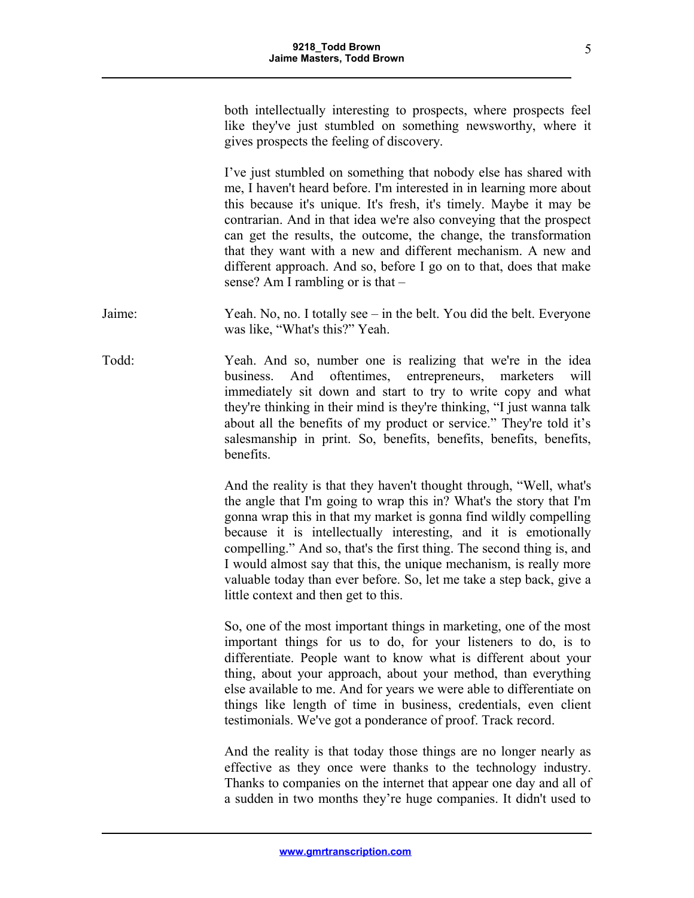both intellectually interesting to prospects, where prospects feel like they've just stumbled on something newsworthy, where it gives prospects the feeling of discovery.

I've just stumbled on something that nobody else has shared with me, I haven't heard before. I'm interested in in learning more about this because it's unique. It's fresh, it's timely. Maybe it may be contrarian. And in that idea we're also conveying that the prospect can get the results, the outcome, the change, the transformation that they want with a new and different mechanism. A new and different approach. And so, before I go on to that, does that make sense? Am I rambling or is that –

Jaime: Yeah. No, no. I totally see – in the belt. You did the belt. Everyone was like, "What's this?" Yeah.

Todd: Yeah. And so, number one is realizing that we're in the idea business. And oftentimes, entrepreneurs, marketers will immediately sit down and start to try to write copy and what they're thinking in their mind is they're thinking, "I just wanna talk about all the benefits of my product or service." They're told it's salesmanship in print. So, benefits, benefits, benefits, benefits, benefits.

And the reality is that they haven't thought through, "Well, what's the angle that I'm going to wrap this in? What's the story that I'm gonna wrap this in that my market is gonna find wildly compelling because it is intellectually interesting, and it is emotionally compelling." And so, that's the first thing. The second thing is, and I would almost say that this, the unique mechanism, is really more valuable today than ever before. So, let me take a step back, give a little context and then get to this.

So, one of the most important things in marketing, one of the most important things for us to do, for your listeners to do, is to differentiate. People want to know what is different about your thing, about your approach, about your method, than everything else available to me. And for years we were able to differentiate on things like length of time in business, credentials, even client testimonials. We've got a ponderance of proof. Track record.

And the reality is that today those things are no longer nearly as effective as they once were thanks to the technology industry. Thanks to companies on the internet that appear one day and all of a sudden in two months they're huge companies. It didn't used to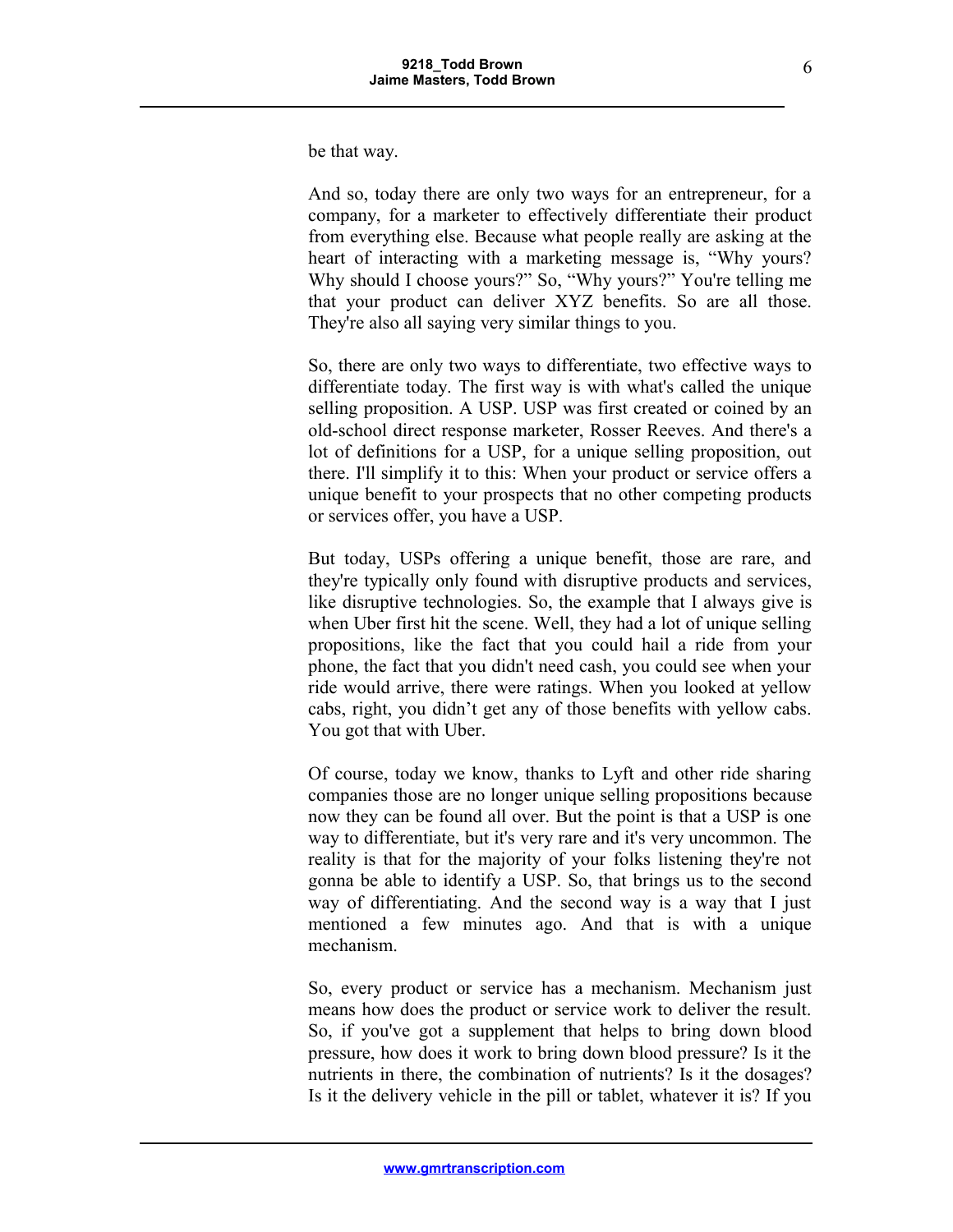be that way.

And so, today there are only two ways for an entrepreneur, for a company, for a marketer to effectively differentiate their product from everything else. Because what people really are asking at the heart of interacting with a marketing message is, "Why yours? Why should I choose yours?" So, "Why yours?" You're telling me that your product can deliver XYZ benefits. So are all those. They're also all saying very similar things to you.

So, there are only two ways to differentiate, two effective ways to differentiate today. The first way is with what's called the unique selling proposition. A USP. USP was first created or coined by an old-school direct response marketer, Rosser Reeves. And there's a lot of definitions for a USP, for a unique selling proposition, out there. I'll simplify it to this: When your product or service offers a unique benefit to your prospects that no other competing products or services offer, you have a USP.

But today, USPs offering a unique benefit, those are rare, and they're typically only found with disruptive products and services, like disruptive technologies. So, the example that I always give is when Uber first hit the scene. Well, they had a lot of unique selling propositions, like the fact that you could hail a ride from your phone, the fact that you didn't need cash, you could see when your ride would arrive, there were ratings. When you looked at yellow cabs, right, you didn't get any of those benefits with yellow cabs. You got that with Uber.

Of course, today we know, thanks to Lyft and other ride sharing companies those are no longer unique selling propositions because now they can be found all over. But the point is that a USP is one way to differentiate, but it's very rare and it's very uncommon. The reality is that for the majority of your folks listening they're not gonna be able to identify a USP. So, that brings us to the second way of differentiating. And the second way is a way that I just mentioned a few minutes ago. And that is with a unique mechanism.

So, every product or service has a mechanism. Mechanism just means how does the product or service work to deliver the result. So, if you've got a supplement that helps to bring down blood pressure, how does it work to bring down blood pressure? Is it the nutrients in there, the combination of nutrients? Is it the dosages? Is it the delivery vehicle in the pill or tablet, whatever it is? If you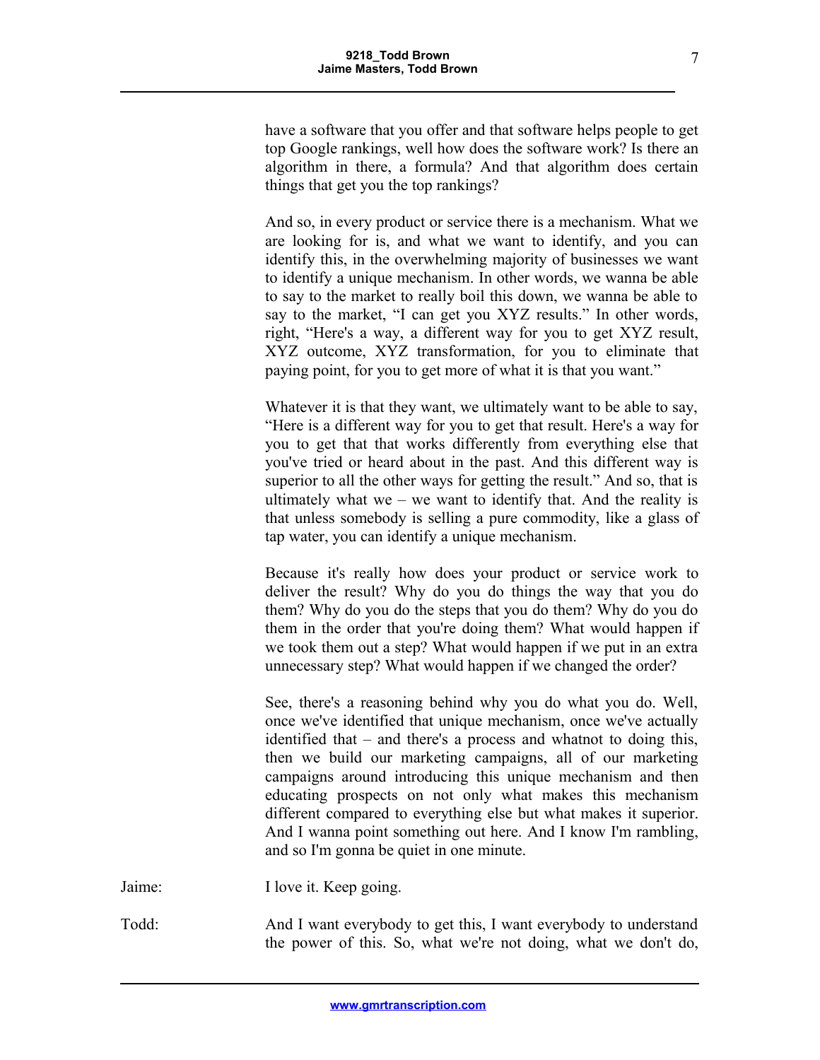have a software that you offer and that software helps people to get top Google rankings, well how does the software work? Is there an algorithm in there, a formula? And that algorithm does certain things that get you the top rankings?

And so, in every product or service there is a mechanism. What we are looking for is, and what we want to identify, and you can identify this, in the overwhelming majority of businesses we want to identify a unique mechanism. In other words, we wanna be able to say to the market to really boil this down, we wanna be able to say to the market, "I can get you XYZ results." In other words, right, "Here's a way, a different way for you to get XYZ result, XYZ outcome, XYZ transformation, for you to eliminate that paying point, for you to get more of what it is that you want."

Whatever it is that they want, we ultimately want to be able to say, "Here is a different way for you to get that result. Here's a way for you to get that that works differently from everything else that you've tried or heard about in the past. And this different way is superior to all the other ways for getting the result." And so, that is ultimately what we – we want to identify that. And the reality is that unless somebody is selling a pure commodity, like a glass of tap water, you can identify a unique mechanism.

Because it's really how does your product or service work to deliver the result? Why do you do things the way that you do them? Why do you do the steps that you do them? Why do you do them in the order that you're doing them? What would happen if we took them out a step? What would happen if we put in an extra unnecessary step? What would happen if we changed the order?

See, there's a reasoning behind why you do what you do. Well, once we've identified that unique mechanism, once we've actually identified that – and there's a process and whatnot to doing this, then we build our marketing campaigns, all of our marketing campaigns around introducing this unique mechanism and then educating prospects on not only what makes this mechanism different compared to everything else but what makes it superior. And I wanna point something out here. And I know I'm rambling, and so I'm gonna be quiet in one minute.

Jaime: I love it. Keep going.

Todd: And I want everybody to get this, I want everybody to understand the power of this. So, what we're not doing, what we don't do,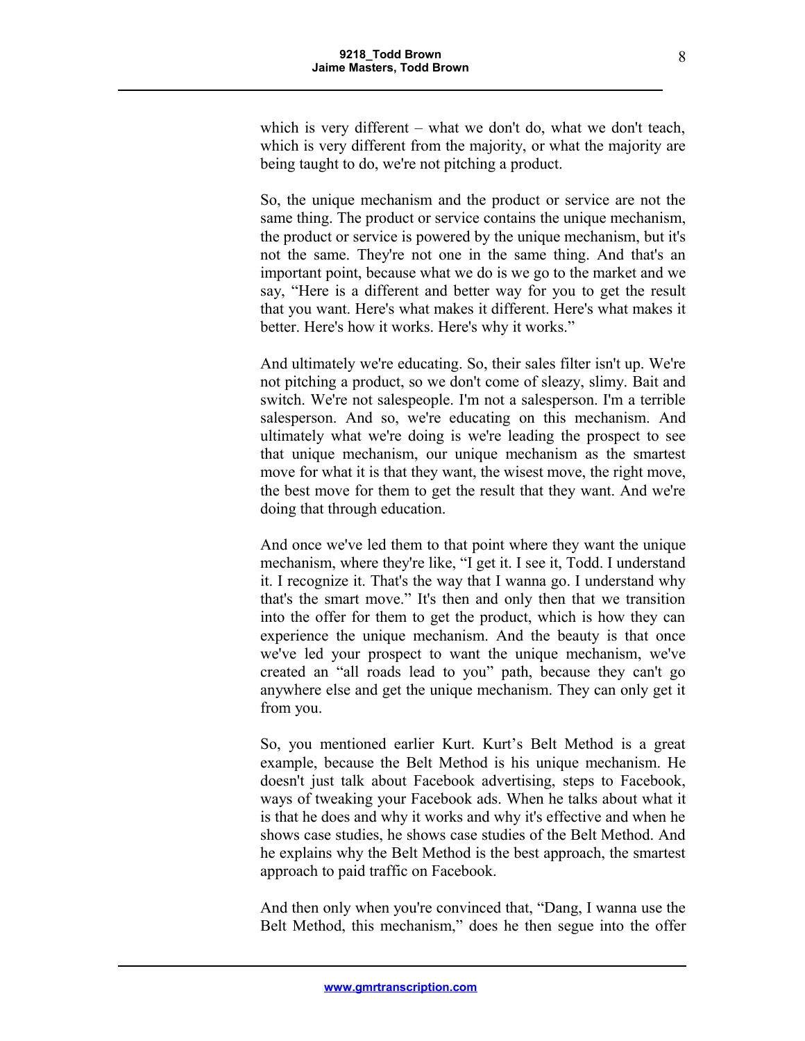which is very different – what we don't do, what we don't teach, which is very different from the majority, or what the majority are being taught to do, we're not pitching a product.

So, the unique mechanism and the product or service are not the same thing. The product or service contains the unique mechanism, the product or service is powered by the unique mechanism, but it's not the same. They're not one in the same thing. And that's an important point, because what we do is we go to the market and we say, "Here is a different and better way for you to get the result that you want. Here's what makes it different. Here's what makes it better. Here's how it works. Here's why it works."

And ultimately we're educating. So, their sales filter isn't up. We're not pitching a product, so we don't come of sleazy, slimy. Bait and switch. We're not salespeople. I'm not a salesperson. I'm a terrible salesperson. And so, we're educating on this mechanism. And ultimately what we're doing is we're leading the prospect to see that unique mechanism, our unique mechanism as the smartest move for what it is that they want, the wisest move, the right move, the best move for them to get the result that they want. And we're doing that through education.

And once we've led them to that point where they want the unique mechanism, where they're like, "I get it. I see it, Todd. I understand it. I recognize it. That's the way that I wanna go. I understand why that's the smart move." It's then and only then that we transition into the offer for them to get the product, which is how they can experience the unique mechanism. And the beauty is that once we've led your prospect to want the unique mechanism, we've created an "all roads lead to you" path, because they can't go anywhere else and get the unique mechanism. They can only get it from you.

So, you mentioned earlier Kurt. Kurt's Belt Method is a great example, because the Belt Method is his unique mechanism. He doesn't just talk about Facebook advertising, steps to Facebook, ways of tweaking your Facebook ads. When he talks about what it is that he does and why it works and why it's effective and when he shows case studies, he shows case studies of the Belt Method. And he explains why the Belt Method is the best approach, the smartest approach to paid traffic on Facebook.

And then only when you're convinced that, "Dang, I wanna use the Belt Method, this mechanism," does he then segue into the offer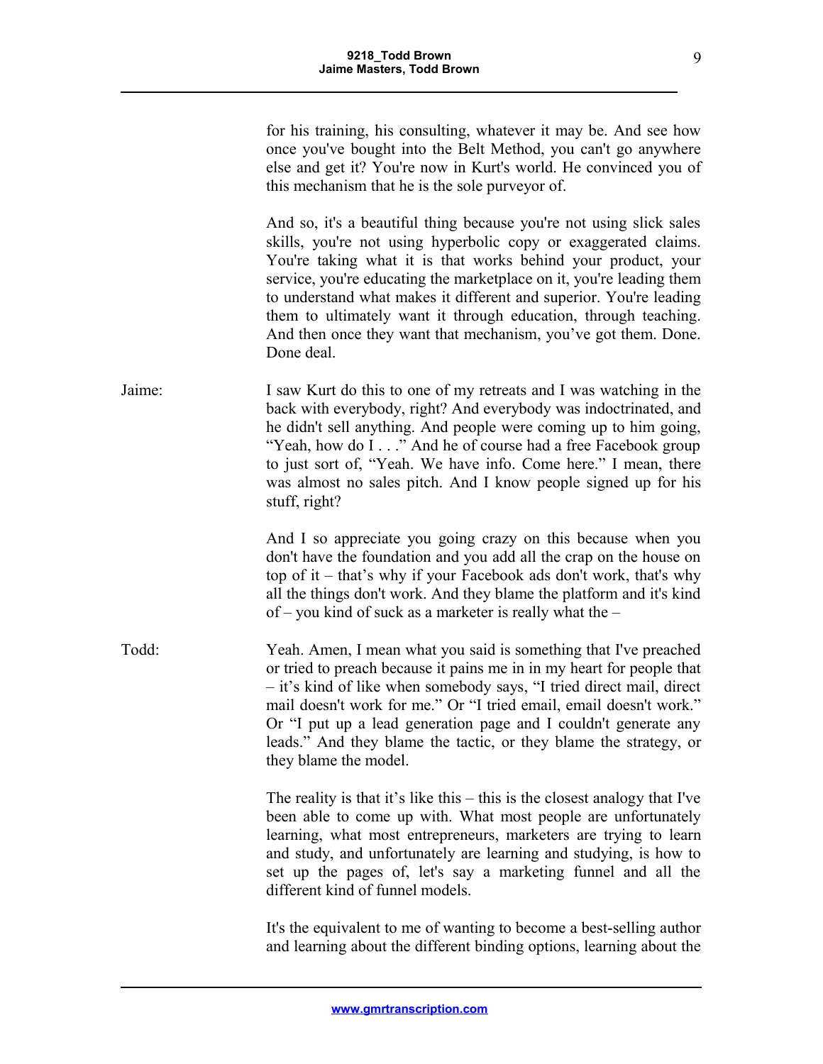for his training, his consulting, whatever it may be. And see how once you've bought into the Belt Method, you can't go anywhere else and get it? You're now in Kurt's world. He convinced you of this mechanism that he is the sole purveyor of.

And so, it's a beautiful thing because you're not using slick sales skills, you're not using hyperbolic copy or exaggerated claims. You're taking what it is that works behind your product, your service, you're educating the marketplace on it, you're leading them to understand what makes it different and superior. You're leading them to ultimately want it through education, through teaching. And then once they want that mechanism, you've got them. Done. Done deal.

Jaime: I saw Kurt do this to one of my retreats and I was watching in the back with everybody, right? And everybody was indoctrinated, and he didn't sell anything. And people were coming up to him going, "Yeah, how do I . . ." And he of course had a free Facebook group to just sort of, "Yeah. We have info. Come here." I mean, there was almost no sales pitch. And I know people signed up for his stuff, right?

And I so appreciate you going crazy on this because when you don't have the foundation and you add all the crap on the house on top of it – that's why if your Facebook ads don't work, that's why all the things don't work. And they blame the platform and it's kind of – you kind of suck as a marketer is really what the –

Todd: Yeah. Amen, I mean what you said is something that I've preached or tried to preach because it pains me in in my heart for people that – it's kind of like when somebody says, "I tried direct mail, direct mail doesn't work for me." Or "I tried email, email doesn't work." Or "I put up a lead generation page and I couldn't generate any leads." And they blame the tactic, or they blame the strategy, or they blame the model.

The reality is that it's like this – this is the closest analogy that I've been able to come up with. What most people are unfortunately learning, what most entrepreneurs, marketers are trying to learn and study, and unfortunately are learning and studying, is how to set up the pages of, let's say a marketing funnel and all the different kind of funnel models.

It's the equivalent to me of wanting to become a best-selling author and learning about the different binding options, learning about the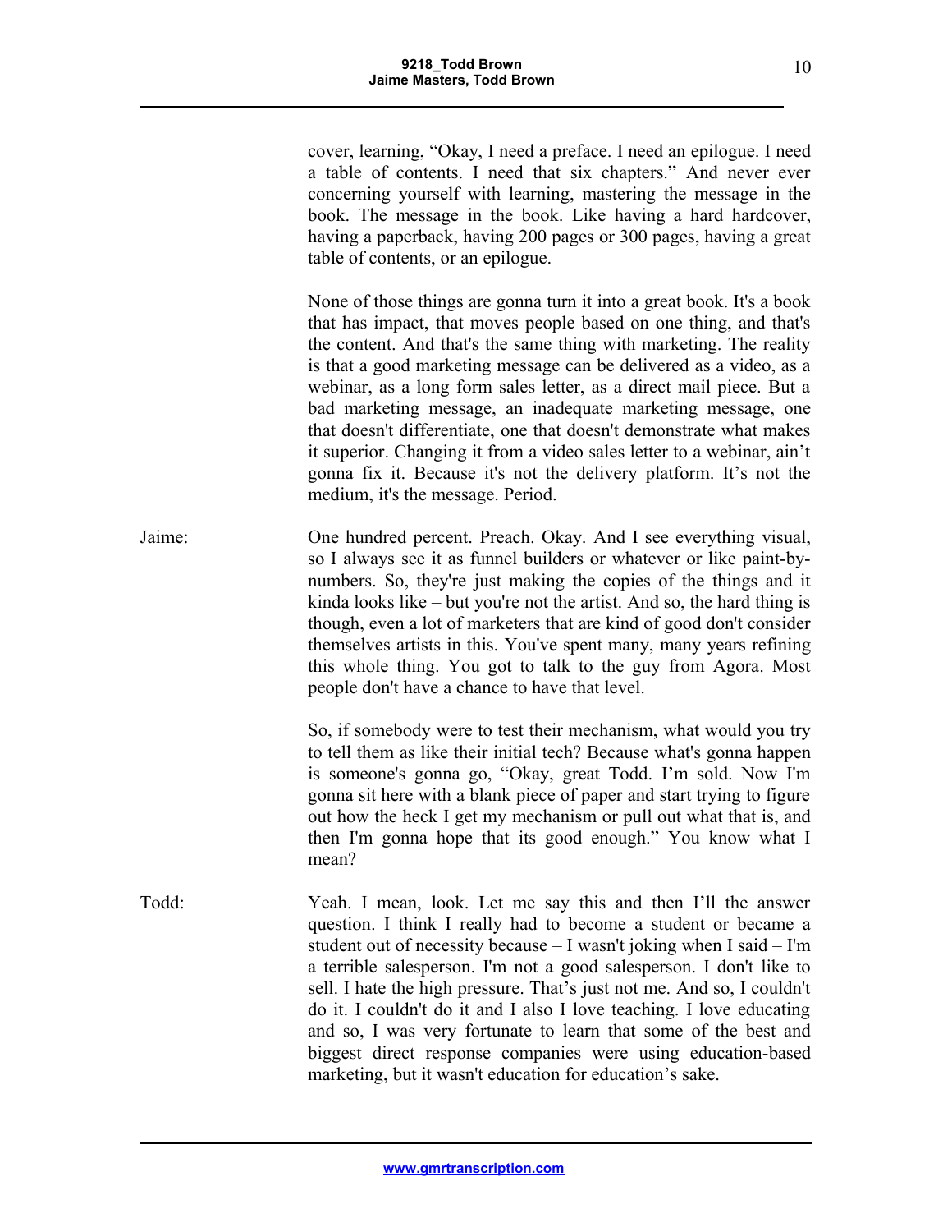cover, learning, “Okay, I need a preface. I need an epilogue. I need a table of contents. I need that six chapters.” And never ever concerning yourself with learning, mastering the message in the book. The message in the book. Like having a hard hardcover, having a paperback, having 200 pages or 300 pages, having a great table of contents, or an epilogue.

None of those things are gonna turn it into a great book. It's a book that has impact, that moves people based on one thing, and that's the content. And that's the same thing with marketing. The reality is that a good marketing message can be delivered as a video, as a webinar, as a long form sales letter, as a direct mail piece. But a bad marketing message, an inadequate marketing message, one that doesn't differentiate, one that doesn't demonstrate what makes it superior. Changing it from a video sales letter to a webinar, ain’t gonna fix it. Because it's not the delivery platform. It’s not the medium, it's the message. Period.

Jaime: One hundred percent. Preach. Okay. And I see everything visual, so I always see it as funnel builders or whatever or like paint-by-numbers. So, they're just making the copies of the things and it kinda looks like – but you're not the artist. And so, the hard thing is though, even a lot of marketers that are kind of good don't consider themselves artists in this. You've spent many, many years refining this whole thing. You got to talk to the guy from Agora. Most people don't have a chance to have that level.

So, if somebody were to test their mechanism, what would you try to tell them as like their initial tech? Because what's gonna happen is someone's gonna go, “Okay, great Todd. I’m sold. Now I'm gonna sit here with a blank piece of paper and start trying to figure out how the heck I get my mechanism or pull out what that is, and then I'm gonna hope that its good enough.” You know what I mean?

Todd: Yeah. I mean, look. Let me say this and then I’ll the answer question. I think I really had to become a student or became a student out of necessity because – I wasn't joking when I said – I'm a terrible salesperson. I'm not a good salesperson. I don't like to sell. I hate the high pressure. That’s just not me. And so, I couldn't do it. I couldn't do it and I also I love teaching. I love educating and so, I was very fortunate to learn that some of the best and biggest direct response companies were using education-based marketing, but it wasn't education for education’s sake.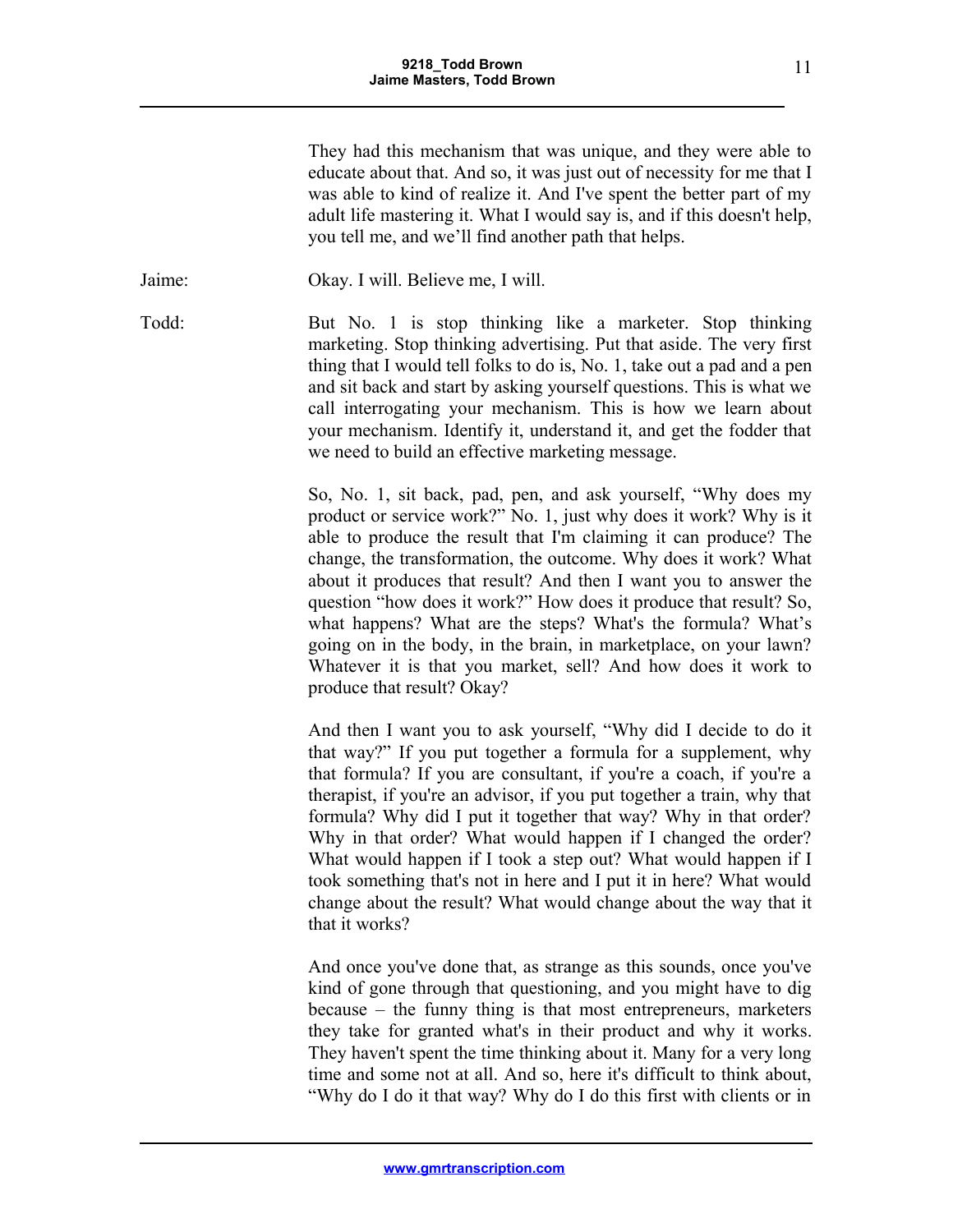They had this mechanism that was unique, and they were able to educate about that. And so, it was just out of necessity for me that I was able to kind of realize it. And I've spent the better part of my adult life mastering it. What I would say is, and if this doesn't help, you tell me, and we'll find another path that helps.

Jaime: Okay. I will. Believe me, I will.

Todd: But No. 1 is stop thinking like a marketer. Stop thinking marketing. Stop thinking advertising. Put that aside. The very first thing that I would tell folks to do is, No. 1, take out a pad and a pen and sit back and start by asking yourself questions. This is what we call interrogating your mechanism. This is how we learn about your mechanism. Identify it, understand it, and get the fodder that we need to build an effective marketing message.

So, No. 1, sit back, pad, pen, and ask yourself, "Why does my product or service work?" No. 1, just why does it work? Why is it able to produce the result that I'm claiming it can produce? The change, the transformation, the outcome. Why does it work? What about it produces that result? And then I want you to answer the question "how does it work?" How does it produce that result? So, what happens? What are the steps? What's the formula? What's going on in the body, in the brain, in marketplace, on your lawn? Whatever it is that you market, sell? And how does it work to produce that result? Okay?

And then I want you to ask yourself, "Why did I decide to do it that way?" If you put together a formula for a supplement, why that formula? If you are consultant, if you're a coach, if you're a therapist, if you're an advisor, if you put together a train, why that formula? Why did I put it together that way? Why in that order? Why in that order? What would happen if I changed the order? What would happen if I took a step out? What would happen if I took something that's not in here and I put it in here? What would change about the result? What would change about the way that it that it works?

And once you've done that, as strange as this sounds, once you've kind of gone through that questioning, and you might have to dig because – the funny thing is that most entrepreneurs, marketers they take for granted what's in their product and why it works. They haven't spent the time thinking about it. Many for a very long time and some not at all. And so, here it's difficult to think about, "Why do I do it that way? Why do I do this first with clients or in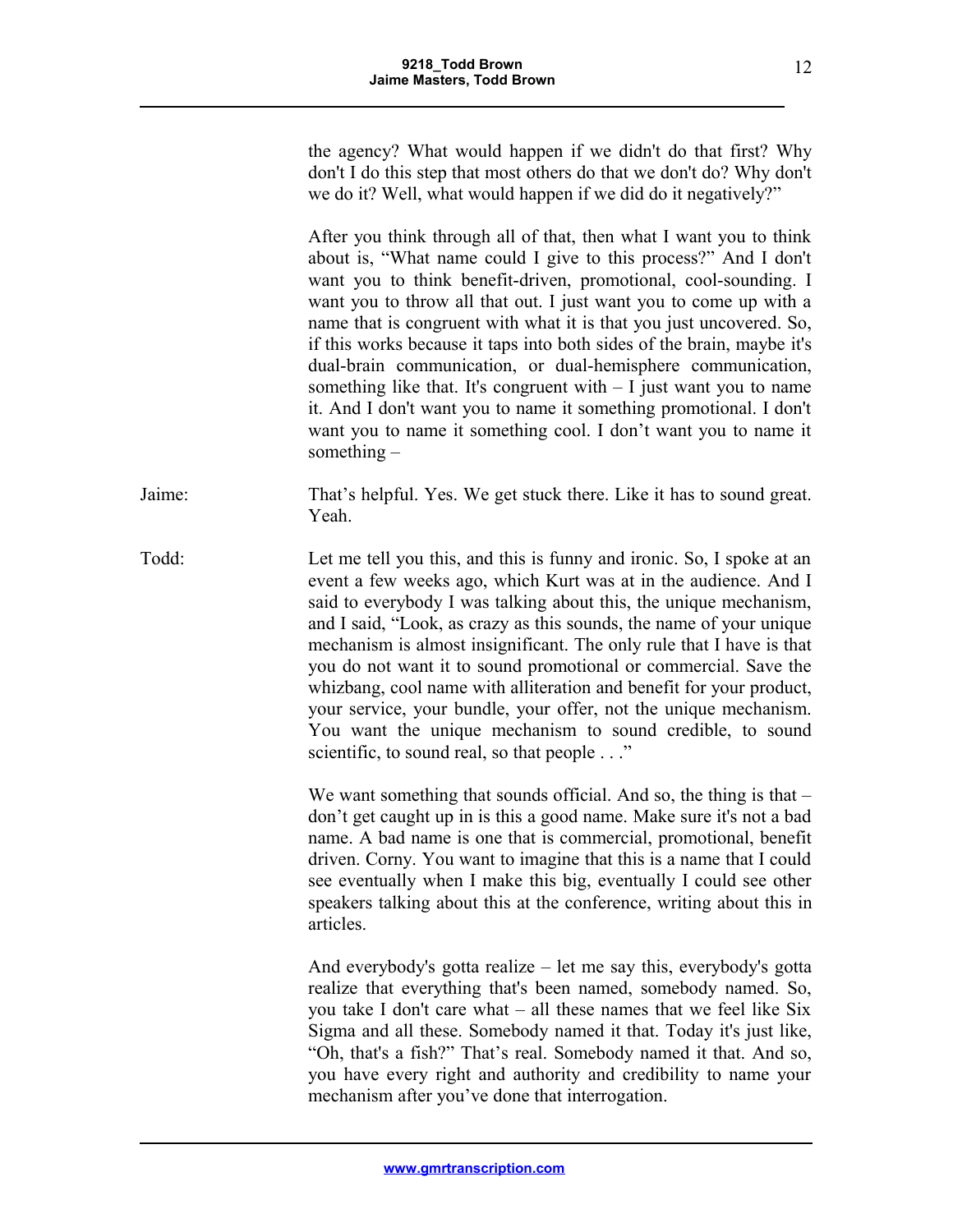the agency? What would happen if we didn't do that first? Why don't I do this step that most others do that we don't do? Why don't we do it? Well, what would happen if we did do it negatively?"

After you think through all of that, then what I want you to think about is, "What name could I give to this process?" And I don't want you to think benefit-driven, promotional, cool-sounding. I want you to throw all that out. I just want you to come up with a name that is congruent with what it is that you just uncovered. So, if this works because it taps into both sides of the brain, maybe it's dual-brain communication, or dual-hemisphere communication, something like that. It's congruent with – I just want you to name it. And I don't want you to name it something promotional. I don't want you to name it something cool. I don't want you to name it something –

Jaime: That's helpful. Yes. We get stuck there. Like it has to sound great. Yeah.

Todd: Let me tell you this, and this is funny and ironic. So, I spoke at an event a few weeks ago, which Kurt was at in the audience. And I said to everybody I was talking about this, the unique mechanism, and I said, "Look, as crazy as this sounds, the name of your unique mechanism is almost insignificant. The only rule that I have is that you do not want it to sound promotional or commercial. Save the whizbang, cool name with alliteration and benefit for your product, your service, your bundle, your offer, not the unique mechanism. You want the unique mechanism to sound credible, to sound scientific, to sound real, so that people . . ."

We want something that sounds official. And so, the thing is that – don't get caught up in is this a good name. Make sure it's not a bad name. A bad name is one that is commercial, promotional, benefit driven. Corny. You want to imagine that this is a name that I could see eventually when I make this big, eventually I could see other speakers talking about this at the conference, writing about this in articles.

And everybody's gotta realize – let me say this, everybody's gotta realize that everything that's been named, somebody named. So, you take I don't care what – all these names that we feel like Six Sigma and all these. Somebody named it that. Today it's just like, "Oh, that's a fish?" That's real. Somebody named it that. And so, you have every right and authority and credibility to name your mechanism after you've done that interrogation.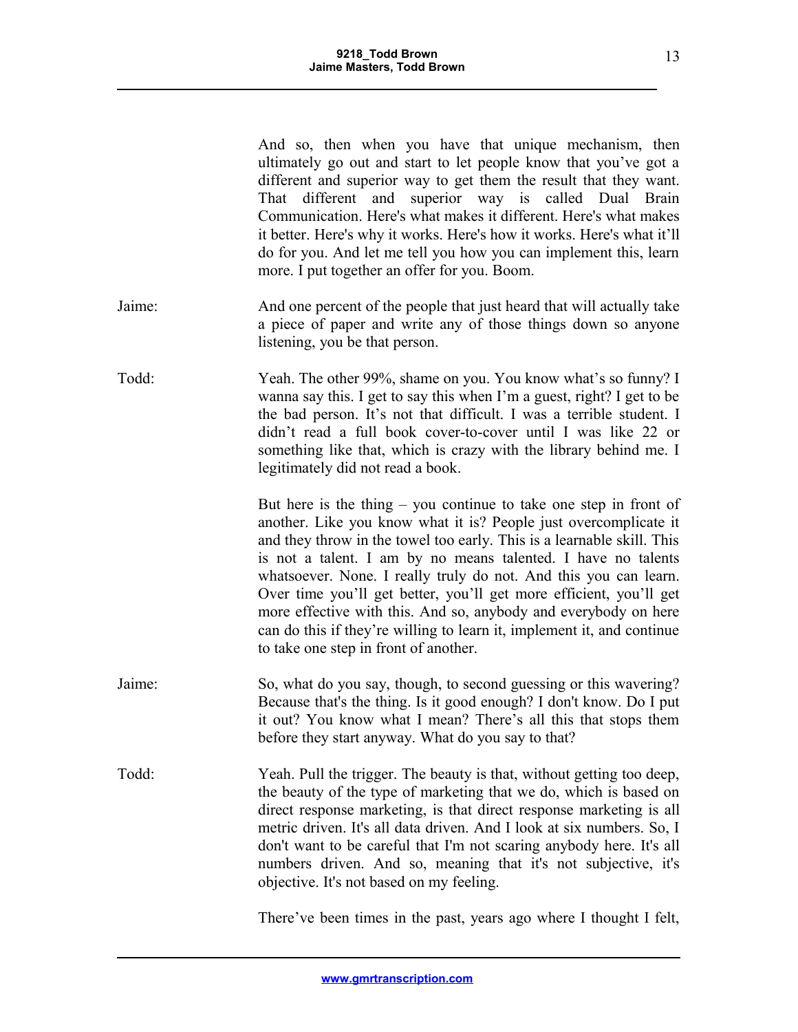And so, then when you have that unique mechanism, then ultimately go out and start to let people know that you've got a different and superior way to get them the result that they want. That different and superior way is called Dual Brain Communication. Here's what makes it different. Here's what makes it better. Here's why it works. Here's how it works. Here's what it'll do for you. And let me tell you how you can implement this, learn more. I put together an offer for you. Boom.

Jaime: And one percent of the people that just heard that will actually take a piece of paper and write any of those things down so anyone listening, you be that person.

Todd: Yeah. The other 99%, shame on you. You know what's so funny? I wanna say this. I get to say this when I'm a guest, right? I get to be the bad person. It's not that difficult. I was a terrible student. I didn't read a full book cover-to-cover until I was like 22 or something like that, which is crazy with the library behind me. I legitimately did not read a book.

But here is the thing – you continue to take one step in front of another. Like you know what it is? People just overcomplicate it and they throw in the towel too early. This is a learnable skill. This is not a talent. I am by no means talented. I have no talents whatsoever. None. I really truly do not. And this you can learn. Over time you'll get better, you'll get more efficient, you'll get more effective with this. And so, anybody and everybody on here can do this if they're willing to learn it, implement it, and continue to take one step in front of another.

Jaime: So, what do you say, though, to second guessing or this wavering? Because that's the thing. Is it good enough? I don't know. Do I put it out? You know what I mean? There's all this that stops them before they start anyway. What do you say to that?

Todd: Yeah. Pull the trigger. The beauty is that, without getting too deep, the beauty of the type of marketing that we do, which is based on direct response marketing, is that direct response marketing is all metric driven. It's all data driven. And I look at six numbers. So, I don't want to be careful that I'm not scaring anybody here. It's all numbers driven. And so, meaning that it's not subjective, it's objective. It's not based on my feeling.

There've been times in the past, years ago where I thought I felt,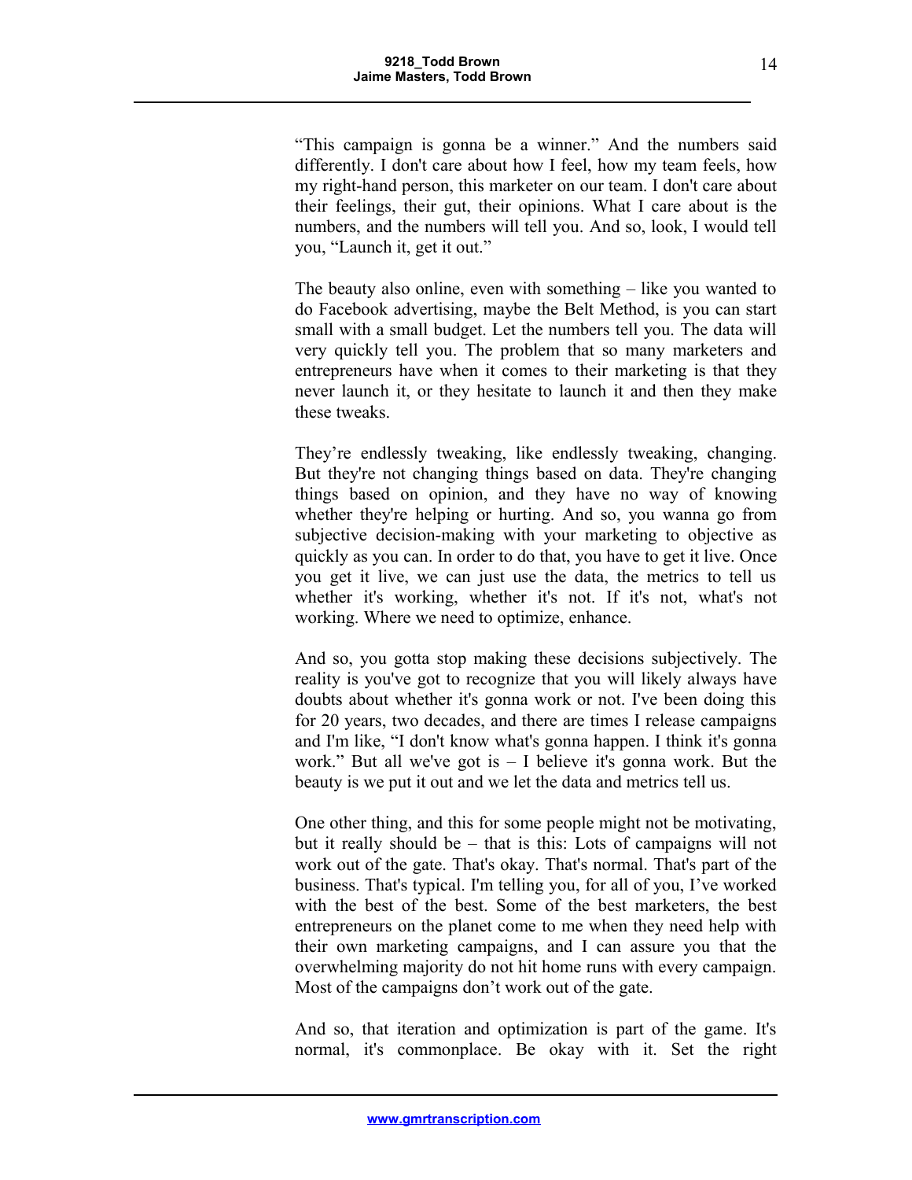"This campaign is gonna be a winner." And the numbers said differently. I don't care about how I feel, how my team feels, how my right-hand person, this marketer on our team. I don't care about their feelings, their gut, their opinions. What I care about is the numbers, and the numbers will tell you. And so, look, I would tell you, "Launch it, get it out."

The beauty also online, even with something – like you wanted to do Facebook advertising, maybe the Belt Method, is you can start small with a small budget. Let the numbers tell you. The data will very quickly tell you. The problem that so many marketers and entrepreneurs have when it comes to their marketing is that they never launch it, or they hesitate to launch it and then they make these tweaks.

They're endlessly tweaking, like endlessly tweaking, changing. But they're not changing things based on data. They're changing things based on opinion, and they have no way of knowing whether they're helping or hurting. And so, you wanna go from subjective decision-making with your marketing to objective as quickly as you can. In order to do that, you have to get it live. Once you get it live, we can just use the data, the metrics to tell us whether it's working, whether it's not. If it's not, what's not working. Where we need to optimize, enhance.

And so, you gotta stop making these decisions subjectively. The reality is you've got to recognize that you will likely always have doubts about whether it's gonna work or not. I've been doing this for 20 years, two decades, and there are times I release campaigns and I'm like, "I don't know what's gonna happen. I think it's gonna work." But all we've got is – I believe it's gonna work. But the beauty is we put it out and we let the data and metrics tell us.

One other thing, and this for some people might not be motivating, but it really should be – that is this: Lots of campaigns will not work out of the gate. That's okay. That's normal. That's part of the business. That's typical. I'm telling you, for all of you, I've worked with the best of the best. Some of the best marketers, the best entrepreneurs on the planet come to me when they need help with their own marketing campaigns, and I can assure you that the overwhelming majority do not hit home runs with every campaign. Most of the campaigns don't work out of the gate.

And so, that iteration and optimization is part of the game. It's normal, it's commonplace. Be okay with it. Set the right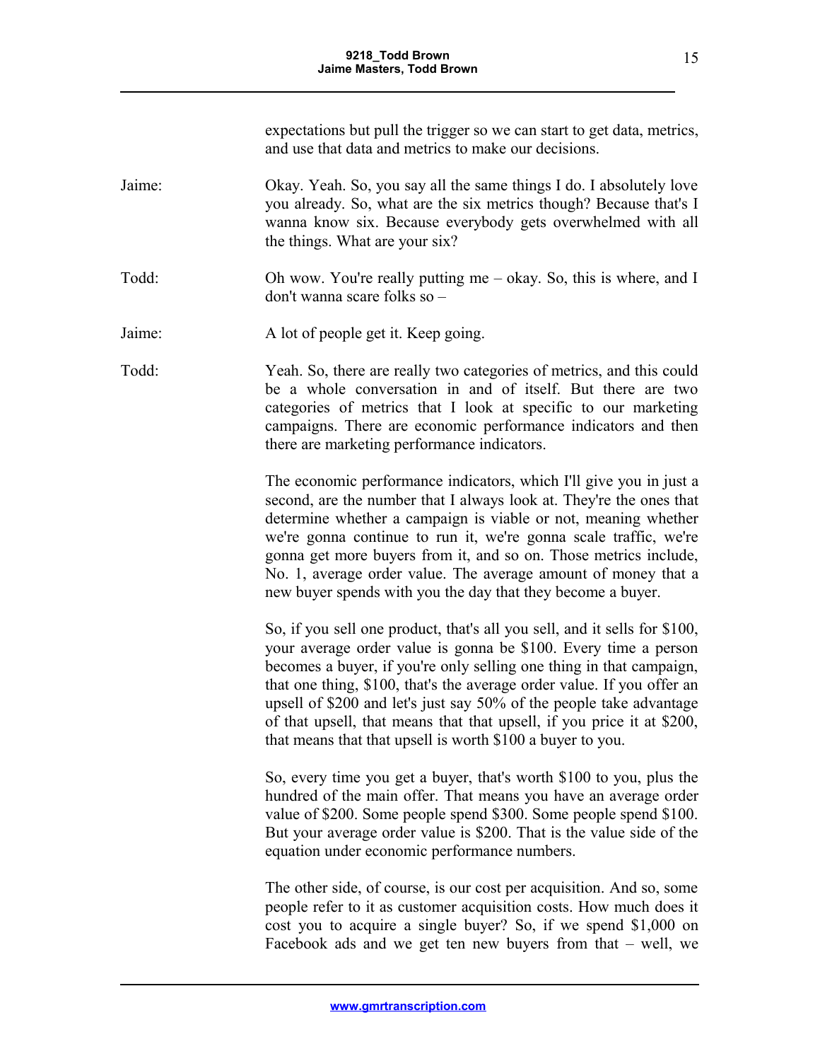expectations but pull the trigger so we can start to get data, metrics, and use that data and metrics to make our decisions.

Jaime: Okay. Yeah. So, you say all the same things I do. I absolutely love you already. So, what are the six metrics though? Because that's I wanna know six. Because everybody gets overwhelmed with all the things. What are your six?

Todd: Oh wow. You're really putting me – okay. So, this is where, and I don't wanna scare folks so –

Jaime: A lot of people get it. Keep going.

Todd: Yeah. So, there are really two categories of metrics, and this could be a whole conversation in and of itself. But there are two categories of metrics that I look at specific to our marketing campaigns. There are economic performance indicators and then there are marketing performance indicators.

The economic performance indicators, which I'll give you in just a second, are the number that I always look at. They're the ones that determine whether a campaign is viable or not, meaning whether we're gonna continue to run it, we're gonna scale traffic, we're gonna get more buyers from it, and so on. Those metrics include, No. 1, average order value. The average amount of money that a new buyer spends with you the day that they become a buyer.

So, if you sell one product, that's all you sell, and it sells for $100, your average order value is gonna be $100. Every time a person becomes a buyer, if you're only selling one thing in that campaign, that one thing, $100, that's the average order value. If you offer an upsell of $200 and let's just say 50% of the people take advantage of that upsell, that means that that upsell, if you price it at $200, that means that that upsell is worth $100 a buyer to you.

So, every time you get a buyer, that's worth $100 to you, plus the hundred of the main offer. That means you have an average order value of $200. Some people spend $300. Some people spend $100. But your average order value is $200. That is the value side of the equation under economic performance numbers.

The other side, of course, is our cost per acquisition. And so, some people refer to it as customer acquisition costs. How much does it cost you to acquire a single buyer? So, if we spend $1,000 on Facebook ads and we get ten new buyers from that – well, we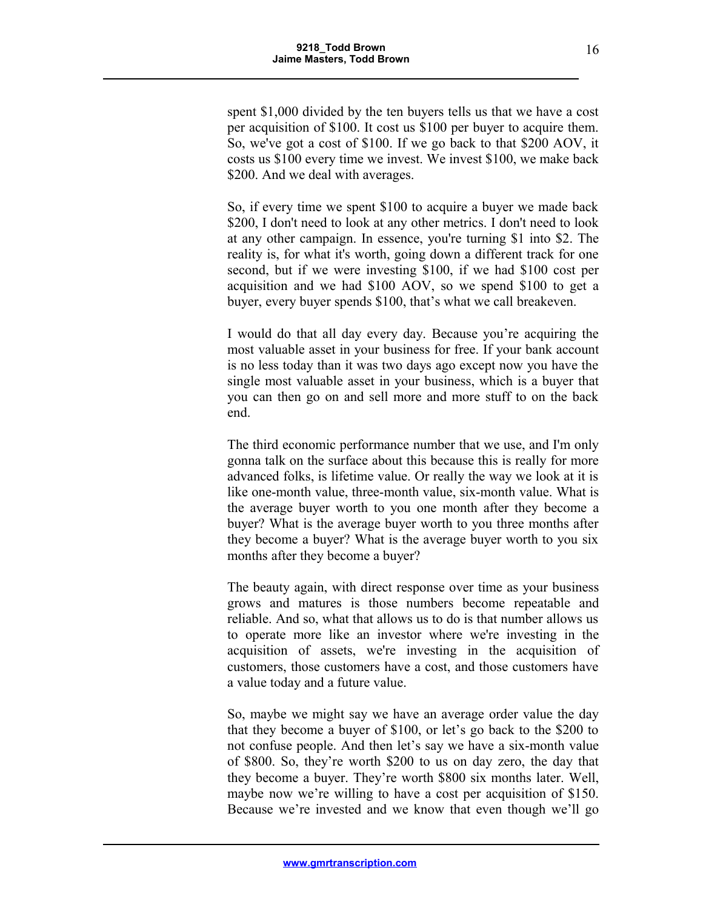spent $1,000 divided by the ten buyers tells us that we have a cost per acquisition of $100. It cost us $100 per buyer to acquire them. So, we've got a cost of $100. If we go back to that $200 AOV, it costs us $100 every time we invest. We invest $100, we make back $200. And we deal with averages.

So, if every time we spent $100 to acquire a buyer we made back $200, I don't need to look at any other metrics. I don't need to look at any other campaign. In essence, you're turning $1 into $2. The reality is, for what it's worth, going down a different track for one second, but if we were investing $100, if we had $100 cost per acquisition and we had $100 AOV, so we spend $100 to get a buyer, every buyer spends $100, that's what we call breakeven.

I would do that all day every day. Because you're acquiring the most valuable asset in your business for free. If your bank account is no less today than it was two days ago except now you have the single most valuable asset in your business, which is a buyer that you can then go on and sell more and more stuff to on the back end.

The third economic performance number that we use, and I'm only gonna talk on the surface about this because this is really for more advanced folks, is lifetime value. Or really the way we look at it is like one-month value, three-month value, six-month value. What is the average buyer worth to you one month after they become a buyer? What is the average buyer worth to you three months after they become a buyer? What is the average buyer worth to you six months after they become a buyer?

The beauty again, with direct response over time as your business grows and matures is those numbers become repeatable and reliable. And so, what that allows us to do is that number allows us to operate more like an investor where we're investing in the acquisition of assets, we're investing in the acquisition of customers, those customers have a cost, and those customers have a value today and a future value.

So, maybe we might say we have an average order value the day that they become a buyer of $100, or let's go back to the $200 to not confuse people. And then let's say we have a six-month value of $800. So, they're worth $200 to us on day zero, the day that they become a buyer. They're worth $800 six months later. Well, maybe now we're willing to have a cost per acquisition of $150. Because we're invested and we know that even though we'll go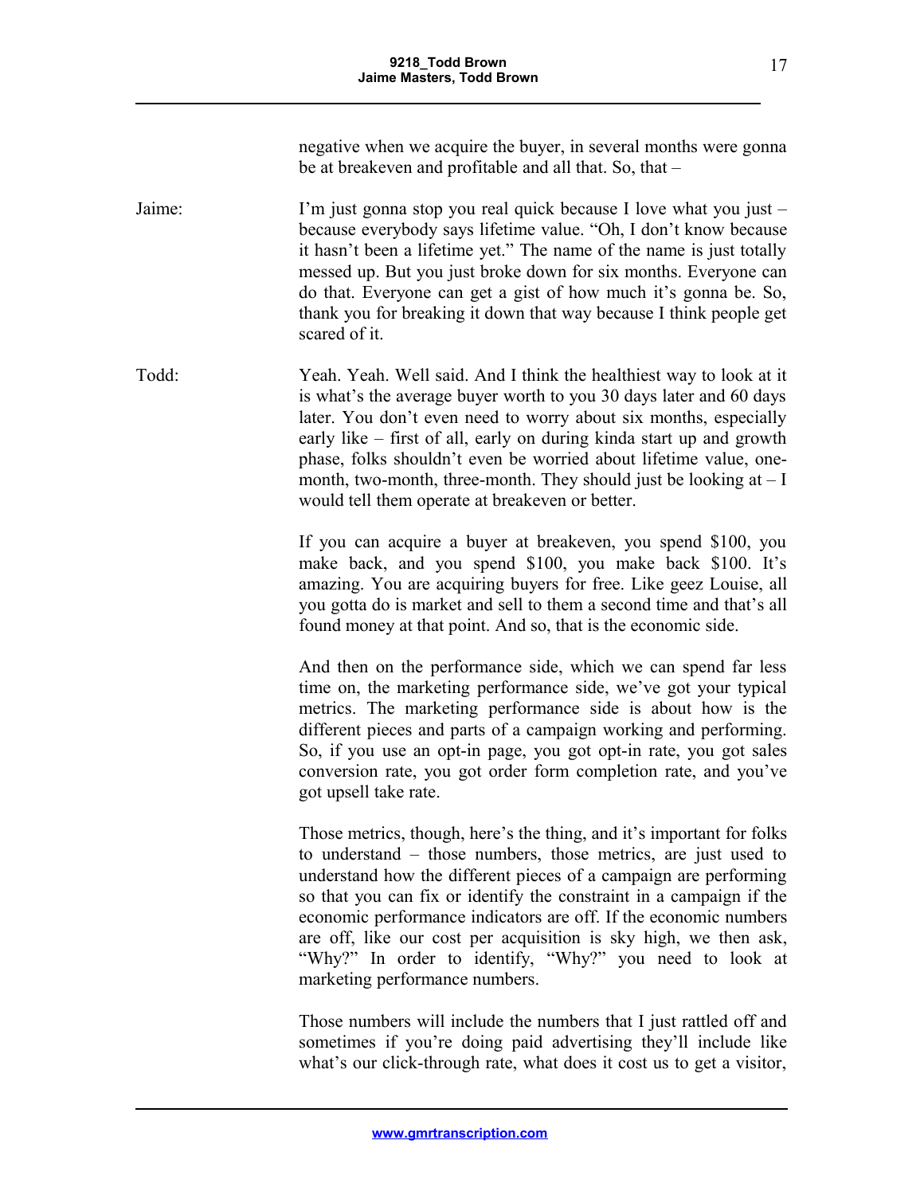negative when we acquire the buyer, in several months were gonna be at breakeven and profitable and all that. So, that –

Jaime: I'm just gonna stop you real quick because I love what you just – because everybody says lifetime value. "Oh, I don't know because it hasn't been a lifetime yet." The name of the name is just totally messed up. But you just broke down for six months. Everyone can do that. Everyone can get a gist of how much it's gonna be. So, thank you for breaking it down that way because I think people get scared of it.

Todd: Yeah. Yeah. Well said. And I think the healthiest way to look at it is what's the average buyer worth to you 30 days later and 60 days later. You don't even need to worry about six months, especially early like – first of all, early on during kinda start up and growth phase, folks shouldn't even be worried about lifetime value, one-month, two-month, three-month. They should just be looking at – I would tell them operate at breakeven or better.

If you can acquire a buyer at breakeven, you spend $100, you make back, and you spend $100, you make back $100. It's amazing. You are acquiring buyers for free. Like geez Louise, all you gotta do is market and sell to them a second time and that's all found money at that point. And so, that is the economic side.

And then on the performance side, which we can spend far less time on, the marketing performance side, we've got your typical metrics. The marketing performance side is about how is the different pieces and parts of a campaign working and performing. So, if you use an opt-in page, you got opt-in rate, you got sales conversion rate, you got order form completion rate, and you've got upsell take rate.

Those metrics, though, here's the thing, and it's important for folks to understand – those numbers, those metrics, are just used to understand how the different pieces of a campaign are performing so that you can fix or identify the constraint in a campaign if the economic performance indicators are off. If the economic numbers are off, like our cost per acquisition is sky high, we then ask, "Why?" In order to identify, "Why?" you need to look at marketing performance numbers.

Those numbers will include the numbers that I just rattled off and sometimes if you're doing paid advertising they'll include like what's our click-through rate, what does it cost us to get a visitor,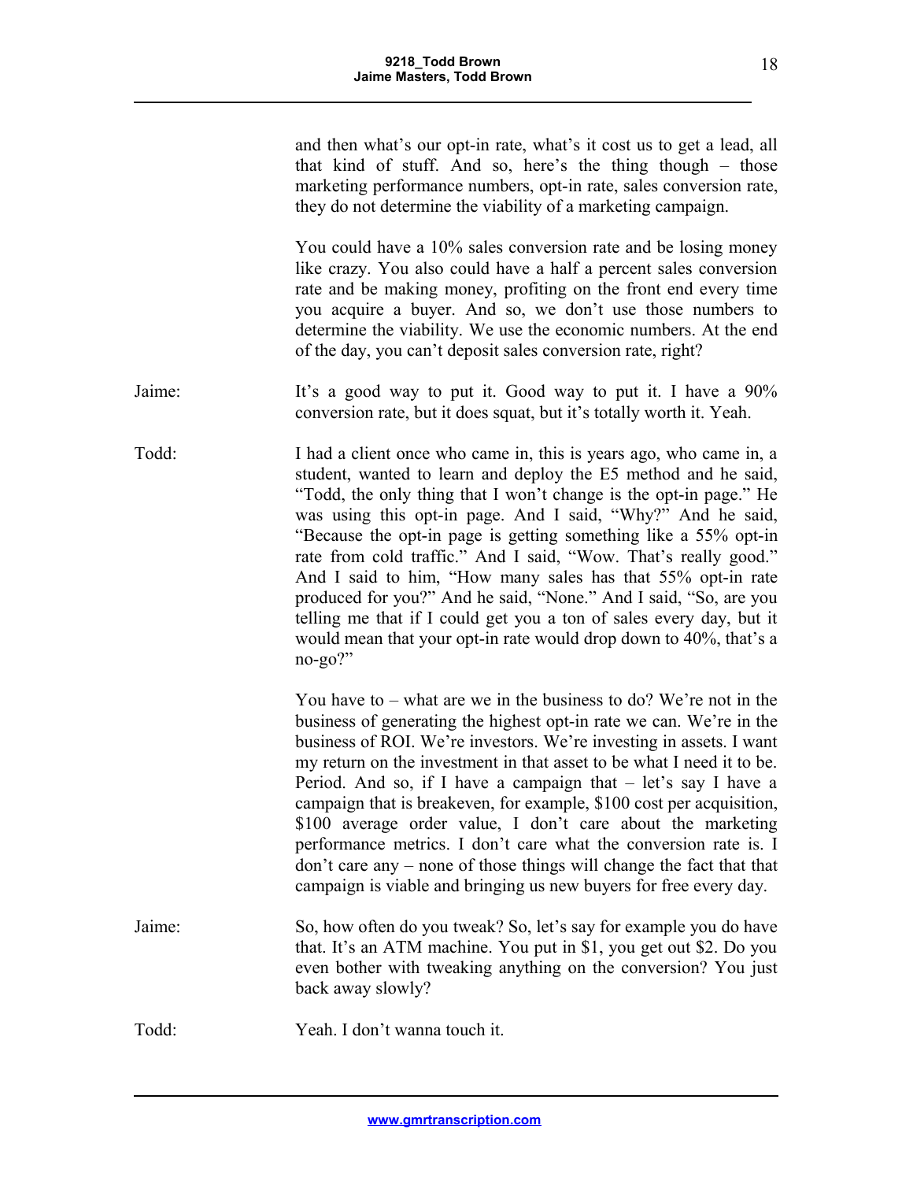and then what's our opt-in rate, what's it cost us to get a lead, all that kind of stuff. And so, here's the thing though – those marketing performance numbers, opt-in rate, sales conversion rate, they do not determine the viability of a marketing campaign.

You could have a 10% sales conversion rate and be losing money like crazy. You also could have a half a percent sales conversion rate and be making money, profiting on the front end every time you acquire a buyer. And so, we don't use those numbers to determine the viability. We use the economic numbers. At the end of the day, you can't deposit sales conversion rate, right?

Jaime: It's a good way to put it. Good way to put it. I have a 90% conversion rate, but it does squat, but it's totally worth it. Yeah.

Todd: I had a client once who came in, this is years ago, who came in, a student, wanted to learn and deploy the E5 method and he said, "Todd, the only thing that I won't change is the opt-in page." He was using this opt-in page. And I said, "Why?" And he said, "Because the opt-in page is getting something like a 55% opt-in rate from cold traffic." And I said, "Wow. That's really good." And I said to him, "How many sales has that 55% opt-in rate produced for you?" And he said, "None." And I said, "So, are you telling me that if I could get you a ton of sales every day, but it would mean that your opt-in rate would drop down to 40%, that's a no-go?"

You have to – what are we in the business to do? We're not in the business of generating the highest opt-in rate we can. We're in the business of ROI. We're investors. We're investing in assets. I want my return on the investment in that asset to be what I need it to be. Period. And so, if I have a campaign that – let's say I have a campaign that is breakeven, for example, $100 cost per acquisition, $100 average order value, I don't care about the marketing performance metrics. I don't care what the conversion rate is. I don't care any – none of those things will change the fact that that campaign is viable and bringing us new buyers for free every day.

Jaime: So, how often do you tweak? So, let's say for example you do have that. It's an ATM machine. You put in $1, you get out $2. Do you even bother with tweaking anything on the conversion? You just back away slowly?

Todd: Yeah. I don't wanna touch it.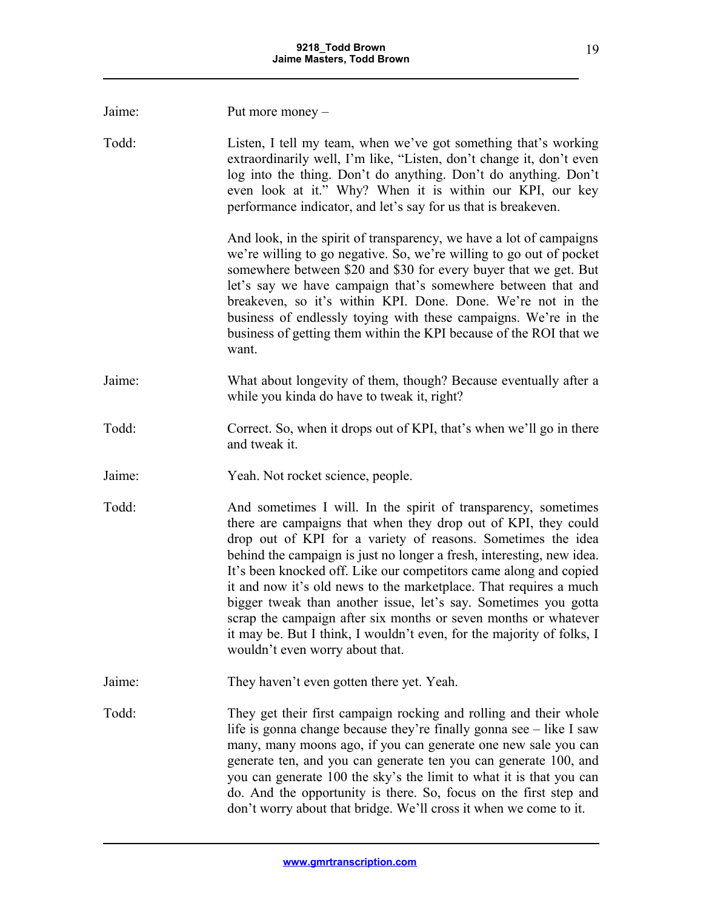Jaime: Put more money –

Todd: Listen, I tell my team, when we've got something that's working extraordinarily well, I'm like, "Listen, don't change it, don't even log into the thing. Don't do anything. Don't do anything. Don't even look at it." Why? When it is within our KPI, our key performance indicator, and let's say for us that is breakeven.

And look, in the spirit of transparency, we have a lot of campaigns we're willing to go negative. So, we're willing to go out of pocket somewhere between $20 and $30 for every buyer that we get. But let's say we have campaign that's somewhere between that and breakeven, so it's within KPI. Done. Done. We're not in the business of endlessly toying with these campaigns. We're in the business of getting them within the KPI because of the ROI that we want.

Jaime: What about longevity of them, though? Because eventually after a while you kinda do have to tweak it, right?

Todd: Correct. So, when it drops out of KPI, that's when we'll go in there and tweak it.

Jaime: Yeah. Not rocket science, people.

Todd: And sometimes I will. In the spirit of transparency, sometimes there are campaigns that when they drop out of KPI, they could drop out of KPI for a variety of reasons. Sometimes the idea behind the campaign is just no longer a fresh, interesting, new idea. It's been knocked off. Like our competitors came along and copied it and now it's old news to the marketplace. That requires a much bigger tweak than another issue, let's say. Sometimes you gotta scrap the campaign after six months or seven months or whatever it may be. But I think, I wouldn't even, for the majority of folks, I wouldn't even worry about that.

Jaime: They haven't even gotten there yet. Yeah.

Todd: They get their first campaign rocking and rolling and their whole life is gonna change because they're finally gonna see – like I saw many, many moons ago, if you can generate one new sale you can generate ten, and you can generate ten you can generate 100, and you can generate 100 the sky's the limit to what it is that you can do. And the opportunity is there. So, focus on the first step and don't worry about that bridge. We'll cross it when we come to it.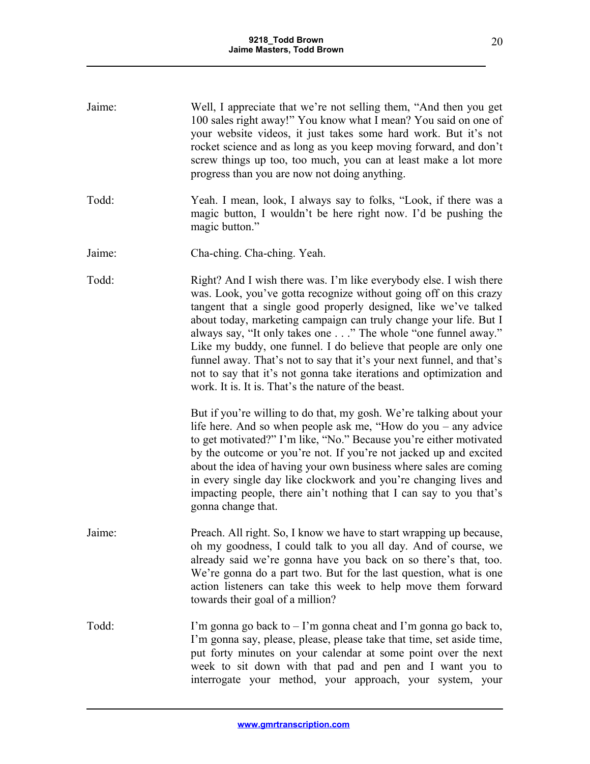Jaime: Well, I appreciate that we're not selling them, "And then you get 100 sales right away!" You know what I mean? You said on one of your website videos, it just takes some hard work. But it's not rocket science and as long as you keep moving forward, and don't screw things up too, too much, you can at least make a lot more progress than you are now not doing anything.

Todd: Yeah. I mean, look, I always say to folks, "Look, if there was a magic button, I wouldn't be here right now. I'd be pushing the magic button."

Jaime: Cha-ching. Cha-ching. Yeah.

Todd: Right? And I wish there was. I'm like everybody else. I wish there was. Look, you've gotta recognize without going off on this crazy tangent that a single good properly designed, like we've talked about today, marketing campaign can truly change your life. But I always say, "It only takes one . . ." The whole "one funnel away." Like my buddy, one funnel. I do believe that people are only one funnel away. That's not to say that it's your next funnel, and that's not to say that it's not gonna take iterations and optimization and work. It is. It is. That's the nature of the beast.

But if you're willing to do that, my gosh. We're talking about your life here. And so when people ask me, "How do you – any advice to get motivated?" I'm like, "No." Because you're either motivated by the outcome or you're not. If you're not jacked up and excited about the idea of having your own business where sales are coming in every single day like clockwork and you're changing lives and impacting people, there ain't nothing that I can say to you that's gonna change that.

Jaime: Preach. All right. So, I know we have to start wrapping up because, oh my goodness, I could talk to you all day. And of course, we already said we're gonna have you back on so there's that, too. We're gonna do a part two. But for the last question, what is one action listeners can take this week to help move them forward towards their goal of a million?

Todd: I'm gonna go back to – I'm gonna cheat and I'm gonna go back to, I'm gonna say, please, please, please take that time, set aside time, put forty minutes on your calendar at some point over the next week to sit down with that pad and pen and I want you to interrogate your method, your approach, your system, your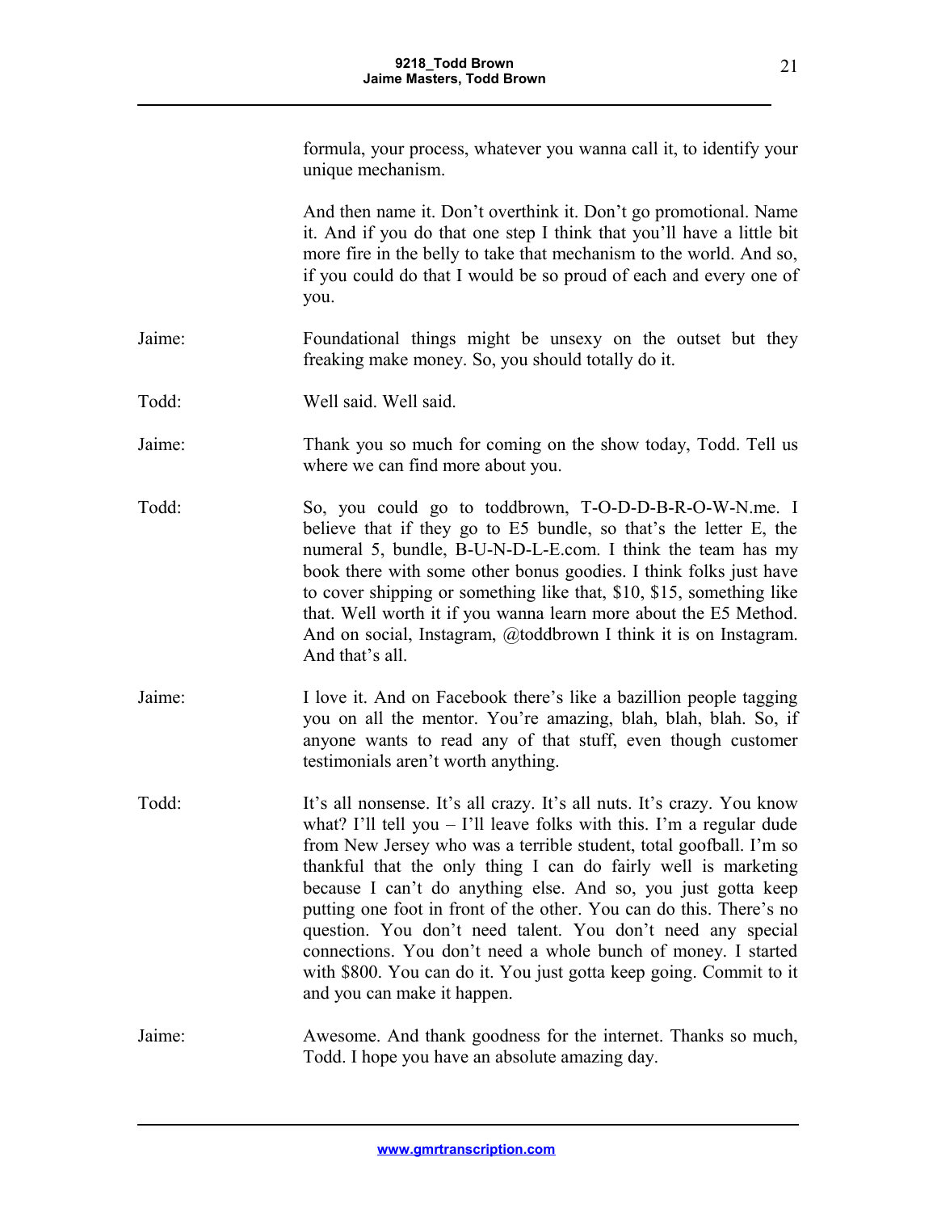formula, your process, whatever you wanna call it, to identify your unique mechanism.

And then name it. Don't overthink it. Don't go promotional. Name it. And if you do that one step I think that you'll have a little bit more fire in the belly to take that mechanism to the world. And so, if you could do that I would be so proud of each and every one of you.

Jaime: Foundational things might be unsexy on the outset but they freaking make money. So, you should totally do it.

Todd: Well said. Well said.

Jaime: Thank you so much for coming on the show today, Todd. Tell us where we can find more about you.

Todd: So, you could go to toddbrown, T-O-D-D-B-R-O-W-N.me. I believe that if they go to E5 bundle, so that's the letter E, the numeral 5, bundle, B-U-N-D-L-E.com. I think the team has my book there with some other bonus goodies. I think folks just have to cover shipping or something like that, $10, $15, something like that. Well worth it if you wanna learn more about the E5 Method. And on social, Instagram, @toddbrown I think it is on Instagram. And that's all.

Jaime: I love it. And on Facebook there's like a bazillion people tagging you on all the mentor. You're amazing, blah, blah, blah. So, if anyone wants to read any of that stuff, even though customer testimonials aren't worth anything.

Todd: It's all nonsense. It's all crazy. It's all nuts. It's crazy. You know what? I'll tell you – I'll leave folks with this. I'm a regular dude from New Jersey who was a terrible student, total goofball. I'm so thankful that the only thing I can do fairly well is marketing because I can't do anything else. And so, you just gotta keep putting one foot in front of the other. You can do this. There's no question. You don't need talent. You don't need any special connections. You don't need a whole bunch of money. I started with $800. You can do it. You just gotta keep going. Commit to it and you can make it happen.

Jaime: Awesome. And thank goodness for the internet. Thanks so much, Todd. I hope you have an absolute amazing day.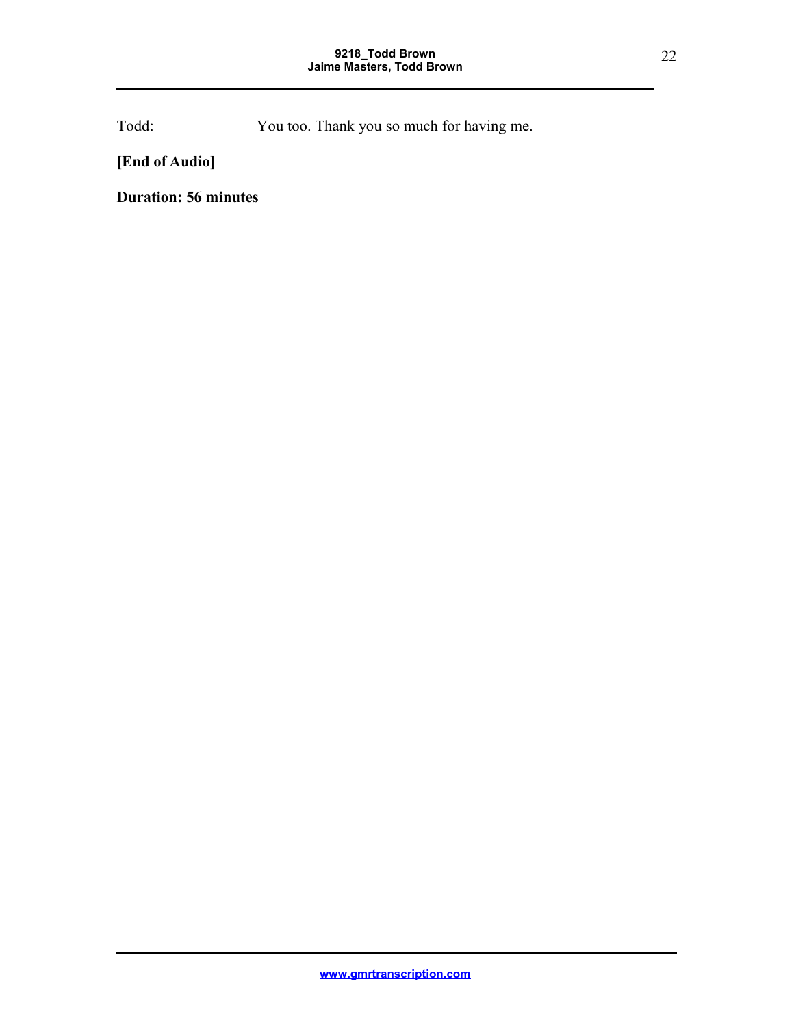Todd: You too. Thank you so much for having me.

**[End of Audio]**

**Duration: 56 minutes**